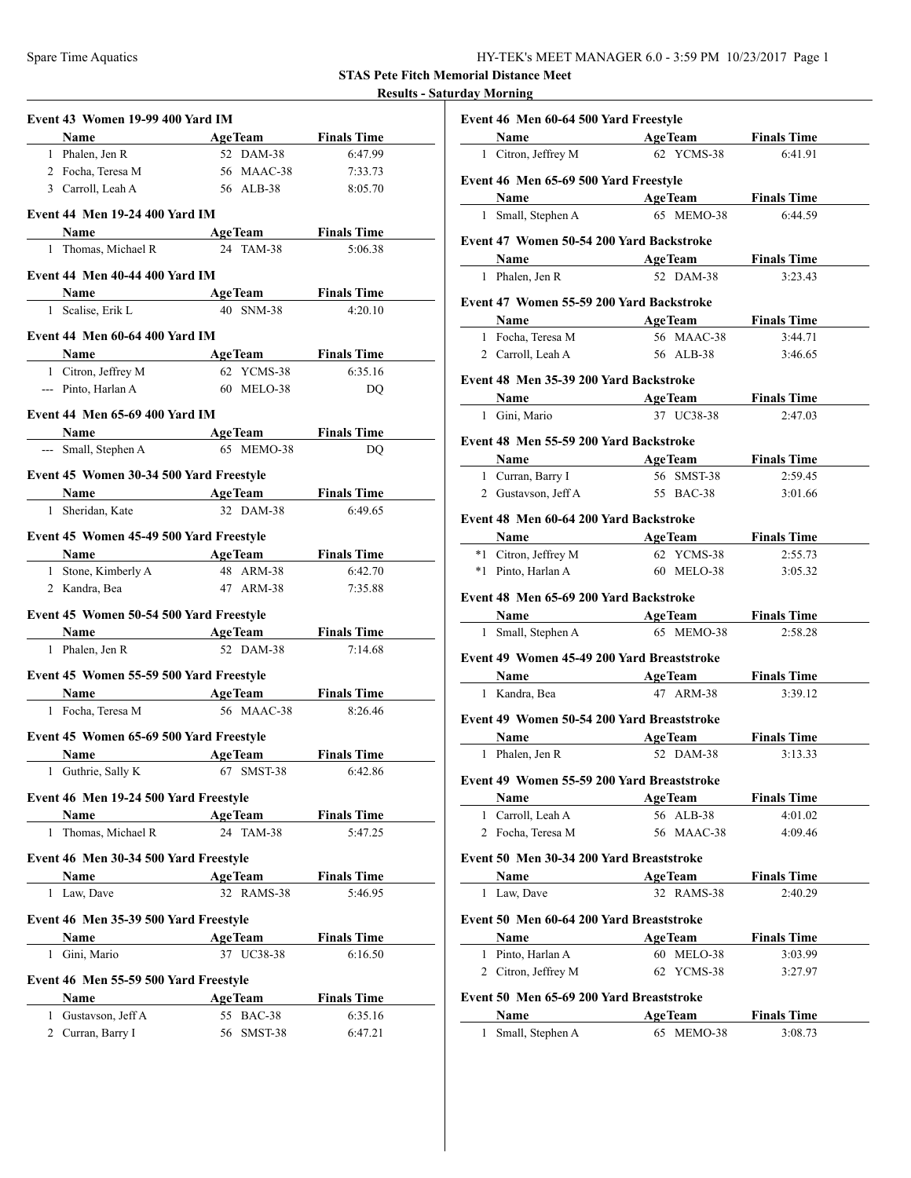## STAS Pete Fitch Memorial Distance Meet

### Results - Saturday Morning

**Event 43 Women 19-99 400 Yard IM**

| | Name | Age | Team | Finals Time |
|---|---|---|---|---|
| 1 | Phalen, Jen R | 52 | DAM-38 | 6:47.99 |
| 2 | Focha, Teresa M | 56 | MAAC-38 | 7:33.73 |
| 3 | Carroll, Leah A | 56 | ALB-38 | 8:05.70 |

**Event 44 Men 19-24 400 Yard IM**

| | Name | Age | Team | Finals Time |
|---|---|---|---|---|
| 1 | Thomas, Michael R | 24 | TAM-38 | 5:06.38 |

**Event 44 Men 40-44 400 Yard IM**

| | Name | Age | Team | Finals Time |
|---|---|---|---|---|
| 1 | Scalise, Erik L | 40 | SNM-38 | 4:20.10 |

**Event 44 Men 60-64 400 Yard IM**

| | Name | Age | Team | Finals Time |
|---|---|---|---|---|
| 1 | Citron, Jeffrey M | 62 | YCMS-38 | 6:35.16 |
| --- | Pinto, Harlan A | 60 | MELO-38 | DQ |

**Event 44 Men 65-69 400 Yard IM**

| | Name | Age | Team | Finals Time |
|---|---|---|---|---|
| --- | Small, Stephen A | 65 | MEMO-38 | DQ |

**Event 45 Women 30-34 500 Yard Freestyle**

| | Name | Age | Team | Finals Time |
|---|---|---|---|---|
| 1 | Sheridan, Kate | 32 | DAM-38 | 6:49.65 |

**Event 45 Women 45-49 500 Yard Freestyle**

| | Name | Age | Team | Finals Time |
|---|---|---|---|---|
| 1 | Stone, Kimberly A | 48 | ARM-38 | 6:42.70 |
| 2 | Kandra, Bea | 47 | ARM-38 | 7:35.88 |

**Event 45 Women 50-54 500 Yard Freestyle**

| | Name | Age | Team | Finals Time |
|---|---|---|---|---|
| 1 | Phalen, Jen R | 52 | DAM-38 | 7:14.68 |

**Event 45 Women 55-59 500 Yard Freestyle**

| | Name | Age | Team | Finals Time |
|---|---|---|---|---|
| 1 | Focha, Teresa M | 56 | MAAC-38 | 8:26.46 |

**Event 45 Women 65-69 500 Yard Freestyle**

| | Name | Age | Team | Finals Time |
|---|---|---|---|---|
| 1 | Guthrie, Sally K | 67 | SMST-38 | 6:42.86 |

**Event 46 Men 19-24 500 Yard Freestyle**

| | Name | Age | Team | Finals Time |
|---|---|---|---|---|
| 1 | Thomas, Michael R | 24 | TAM-38 | 5:47.25 |

**Event 46 Men 30-34 500 Yard Freestyle**

| | Name | Age | Team | Finals Time |
|---|---|---|---|---|
| 1 | Law, Dave | 32 | RAMS-38 | 5:46.95 |

**Event 46 Men 35-39 500 Yard Freestyle**

| | Name | Age | Team | Finals Time |
|---|---|---|---|---|
| 1 | Gini, Mario | 37 | UC38-38 | 6:16.50 |

**Event 46 Men 55-59 500 Yard Freestyle**

| | Name | Age | Team | Finals Time |
|---|---|---|---|---|
| 1 | Gustavson, Jeff A | 55 | BAC-38 | 6:35.16 |
| 2 | Curran, Barry I | 56 | SMST-38 | 6:47.21 |

**Event 46 Men 60-64 500 Yard Freestyle**

| | Name | Age | Team | Finals Time |
|---|---|---|---|---|
| 1 | Citron, Jeffrey M | 62 | YCMS-38 | 6:41.91 |

**Event 46 Men 65-69 500 Yard Freestyle**

| | Name | Age | Team | Finals Time |
|---|---|---|---|---|
| 1 | Small, Stephen A | 65 | MEMO-38 | 6:44.59 |

**Event 47 Women 50-54 200 Yard Backstroke**

| | Name | Age | Team | Finals Time |
|---|---|---|---|---|
| 1 | Phalen, Jen R | 52 | DAM-38 | 3:23.43 |

**Event 47 Women 55-59 200 Yard Backstroke**

| | Name | Age | Team | Finals Time |
|---|---|---|---|---|
| 1 | Focha, Teresa M | 56 | MAAC-38 | 3:44.71 |
| 2 | Carroll, Leah A | 56 | ALB-38 | 3:46.65 |

**Event 48 Men 35-39 200 Yard Backstroke**

| | Name | Age | Team | Finals Time |
|---|---|---|---|---|
| 1 | Gini, Mario | 37 | UC38-38 | 2:47.03 |

**Event 48 Men 55-59 200 Yard Backstroke**

| | Name | Age | Team | Finals Time |
|---|---|---|---|---|
| 1 | Curran, Barry I | 56 | SMST-38 | 2:59.45 |
| 2 | Gustavson, Jeff A | 55 | BAC-38 | 3:01.66 |

**Event 48 Men 60-64 200 Yard Backstroke**

| | Name | Age | Team | Finals Time |
|---|---|---|---|---|
| *1 | Citron, Jeffrey M | 62 | YCMS-38 | 2:55.73 |
| *1 | Pinto, Harlan A | 60 | MELO-38 | 3:05.32 |

**Event 48 Men 65-69 200 Yard Backstroke**

| | Name | Age | Team | Finals Time |
|---|---|---|---|---|
| 1 | Small, Stephen A | 65 | MEMO-38 | 2:58.28 |

**Event 49 Women 45-49 200 Yard Breaststroke**

| | Name | Age | Team | Finals Time |
|---|---|---|---|---|
| 1 | Kandra, Bea | 47 | ARM-38 | 3:39.12 |

**Event 49 Women 50-54 200 Yard Breaststroke**

| | Name | Age | Team | Finals Time |
|---|---|---|---|---|
| 1 | Phalen, Jen R | 52 | DAM-38 | 3:13.33 |

**Event 49 Women 55-59 200 Yard Breaststroke**

| | Name | Age | Team | Finals Time |
|---|---|---|---|---|
| 1 | Carroll, Leah A | 56 | ALB-38 | 4:01.02 |
| 2 | Focha, Teresa M | 56 | MAAC-38 | 4:09.46 |

**Event 50 Men 30-34 200 Yard Breaststroke**

| | Name | Age | Team | Finals Time |
|---|---|---|---|---|
| 1 | Law, Dave | 32 | RAMS-38 | 2:40.29 |

**Event 50 Men 60-64 200 Yard Breaststroke**

| | Name | Age | Team | Finals Time |
|---|---|---|---|---|
| 1 | Pinto, Harlan A | 60 | MELO-38 | 3:03.99 |
| 2 | Citron, Jeffrey M | 62 | YCMS-38 | 3:27.97 |

**Event 50 Men 65-69 200 Yard Breaststroke**

| | Name | Age | Team | Finals Time |
|---|---|---|---|---|
| 1 | Small, Stephen A | 65 | MEMO-38 | 3:08.73 |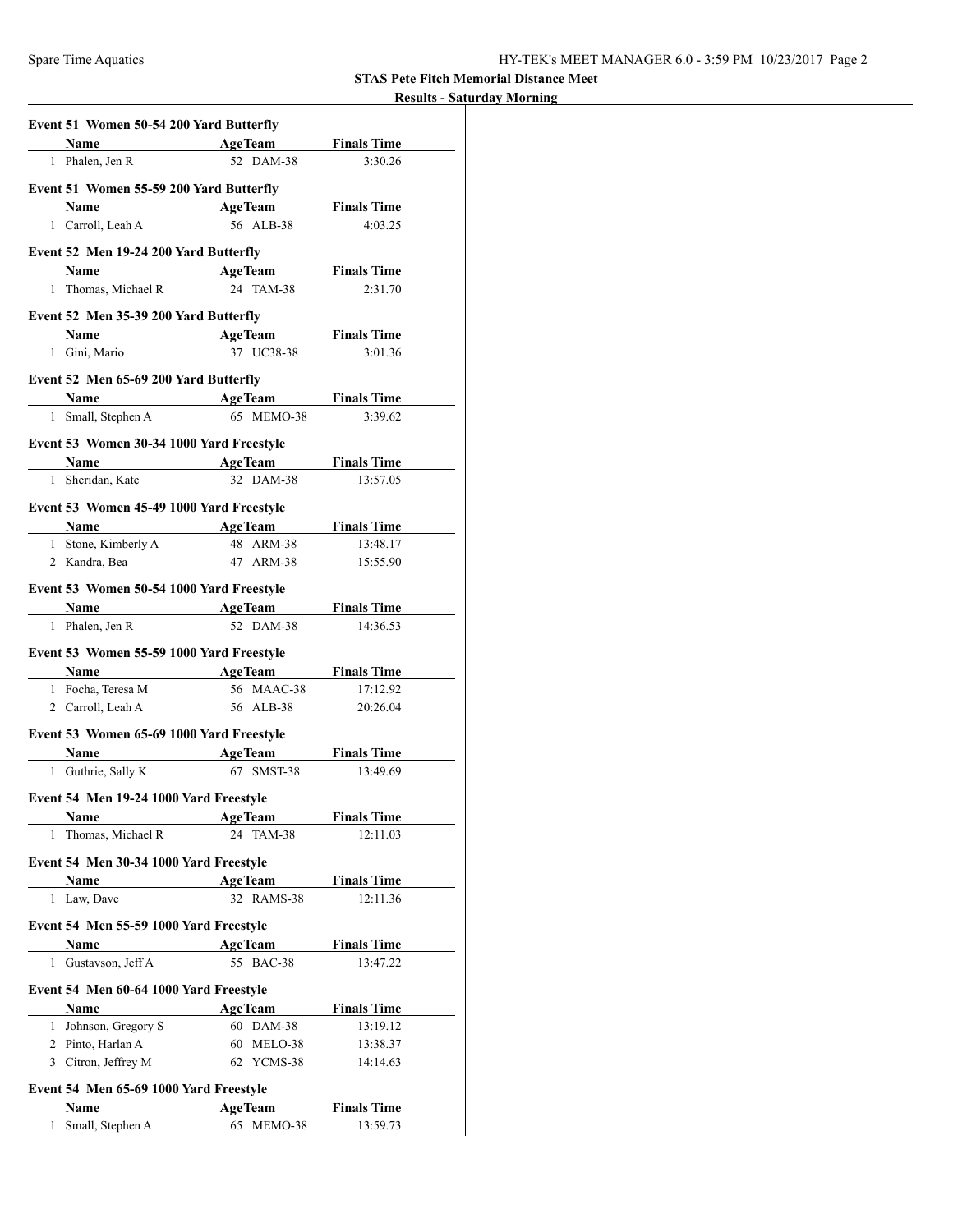**STAS Pete Fitch Memorial Distance Meet**

**Results - Saturday Morning**

**Event 51 Women 50-54 200 Yard Butterfly**

| | Name | Age | Team | Finals Time |
|---|---|---|---|---|
| 1 | Phalen, Jen R | 52 | DAM-38 | 3:30.26 |

**Event 51 Women 55-59 200 Yard Butterfly**

| | Name | Age | Team | Finals Time |
|---|---|---|---|---|
| 1 | Carroll, Leah A | 56 | ALB-38 | 4:03.25 |

**Event 52 Men 19-24 200 Yard Butterfly**

| | Name | Age | Team | Finals Time |
|---|---|---|---|---|
| 1 | Thomas, Michael R | 24 | TAM-38 | 2:31.70 |

**Event 52 Men 35-39 200 Yard Butterfly**

| | Name | Age | Team | Finals Time |
|---|---|---|---|---|
| 1 | Gini, Mario | 37 | UC38-38 | 3:01.36 |

**Event 52 Men 65-69 200 Yard Butterfly**

| | Name | Age | Team | Finals Time |
|---|---|---|---|---|
| 1 | Small, Stephen A | 65 | MEMO-38 | 3:39.62 |

**Event 53 Women 30-34 1000 Yard Freestyle**

| | Name | Age | Team | Finals Time |
|---|---|---|---|---|
| 1 | Sheridan, Kate | 32 | DAM-38 | 13:57.05 |

**Event 53 Women 45-49 1000 Yard Freestyle**

| | Name | Age | Team | Finals Time |
|---|---|---|---|---|
| 1 | Stone, Kimberly A | 48 | ARM-38 | 13:48.17 |
| 2 | Kandra, Bea | 47 | ARM-38 | 15:55.90 |

**Event 53 Women 50-54 1000 Yard Freestyle**

| | Name | Age | Team | Finals Time |
|---|---|---|---|---|
| 1 | Phalen, Jen R | 52 | DAM-38 | 14:36.53 |

**Event 53 Women 55-59 1000 Yard Freestyle**

| | Name | Age | Team | Finals Time |
|---|---|---|---|---|
| 1 | Focha, Teresa M | 56 | MAAC-38 | 17:12.92 |
| 2 | Carroll, Leah A | 56 | ALB-38 | 20:26.04 |

**Event 53 Women 65-69 1000 Yard Freestyle**

| | Name | Age | Team | Finals Time |
|---|---|---|---|---|
| 1 | Guthrie, Sally K | 67 | SMST-38 | 13:49.69 |

**Event 54 Men 19-24 1000 Yard Freestyle**

| | Name | Age | Team | Finals Time |
|---|---|---|---|---|
| 1 | Thomas, Michael R | 24 | TAM-38 | 12:11.03 |

**Event 54 Men 30-34 1000 Yard Freestyle**

| | Name | Age | Team | Finals Time |
|---|---|---|---|---|
| 1 | Law, Dave | 32 | RAMS-38 | 12:11.36 |

**Event 54 Men 55-59 1000 Yard Freestyle**

| | Name | Age | Team | Finals Time |
|---|---|---|---|---|
| 1 | Gustavson, Jeff A | 55 | BAC-38 | 13:47.22 |

**Event 54 Men 60-64 1000 Yard Freestyle**

| | Name | Age | Team | Finals Time |
|---|---|---|---|---|
| 1 | Johnson, Gregory S | 60 | DAM-38 | 13:19.12 |
| 2 | Pinto, Harlan A | 60 | MELO-38 | 13:38.37 |
| 3 | Citron, Jeffrey M | 62 | YCMS-38 | 14:14.63 |

**Event 54 Men 65-69 1000 Yard Freestyle**

| | Name | Age | Team | Finals Time |
|---|---|---|---|---|
| 1 | Small, Stephen A | 65 | MEMO-38 | 13:59.73 |